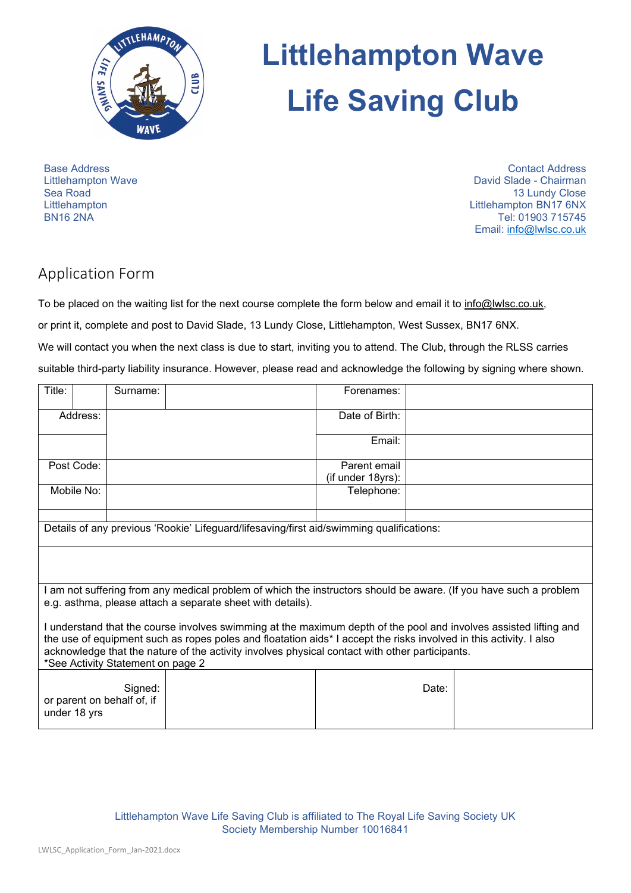# Littlehampton Wave Life Saving Club

Base Address
Littlehampton Wave
Sea Road
Littlehampton
BN16 2NA

Contact Address
David Slade - Chairman
13 Lundy Close
Littlehampton BN17 6NX
Tel: 01903 715745
Email: info@lwlsc.co.uk

## Application Form

To be placed on the waiting list for the next course complete the form below and email it to info@lwlsc.co.uk,

or print it, complete and post to David Slade, 13 Lundy Close, Littlehampton, West Sussex, BN17 6NX.

We will contact you when the next class is due to start, inviting you to attend. The Club, through the RLSS carries suitable third-party liability insurance. However, please read and acknowledge the following by signing where shown.

| Title: | | Surname: | | Forenames: | |
|---|---|---|---|---|---|
| Address: | | | | Date of Birth: | |
| | | | | Email: | |
| Post Code: | | | | Parent email (if under 18yrs): | |
| Mobile No: | | | | Telephone: | |
| | | | | | |

| Details of any previous 'Rookie' Lifeguard/lifesaving/first aid/swimming qualifications: |
|---|
| |
| I am not suffering from any medical problem of which the instructors should be aware. (If you have such a problem e.g. asthma, please attach a separate sheet with details).<br><br>I understand that the course involves swimming at the maximum depth of the pool and involves assisted lifting and the use of equipment such as ropes poles and floatation aids* I accept the risks involved in this activity. I also acknowledge that the nature of the activity involves physical contact with other participants.<br>*See Activity Statement on page 2 |

| Signed: or parent on behalf of, if under 18 yrs | | Date: | |
|---|---|---|---|

Littlehampton Wave Life Saving Club is affiliated to The Royal Life Saving Society UK
Society Membership Number 10016841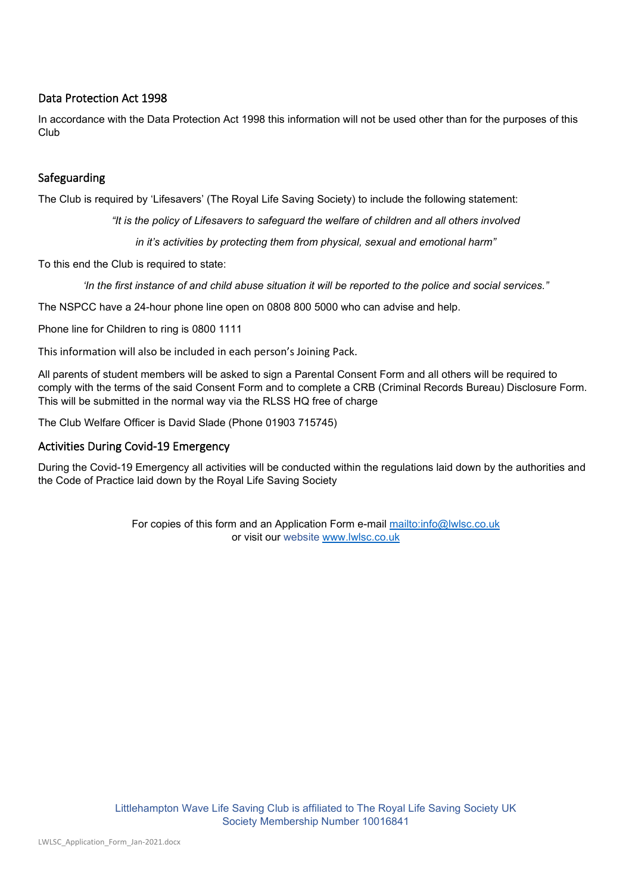## Data Protection Act 1998

In accordance with the Data Protection Act 1998 this information will not be used other than for the purposes of this Club

## Safeguarding

The Club is required by 'Lifesavers' (The Royal Life Saving Society) to include the following statement:

*"It is the policy of Lifesavers to safeguard the welfare of children and all others involved in it's activities by protecting them from physical, sexual and emotional harm"*

To this end the Club is required to state:

*'In the first instance of and child abuse situation it will be reported to the police and social services."*

The NSPCC have a 24-hour phone line open on 0808 800 5000 who can advise and help.

Phone line for Children to ring is 0800 1111

This information will also be included in each person's Joining Pack.

All parents of student members will be asked to sign a Parental Consent Form and all others will be required to comply with the terms of the said Consent Form and to complete a CRB (Criminal Records Bureau) Disclosure Form. This will be submitted in the normal way via the RLSS HQ free of charge

The Club Welfare Officer is David Slade (Phone 01903 715745)

## Activities During Covid-19 Emergency

During the Covid-19 Emergency all activities will be conducted within the regulations laid down by the authorities and the Code of Practice laid down by the Royal Life Saving Society

For copies of this form and an Application Form e-mail mailto:info@lwlsc.co.uk
or visit our website www.lwlsc.co.uk

Littlehampton Wave Life Saving Club is affiliated to The Royal Life Saving Society UK
Society Membership Number 10016841